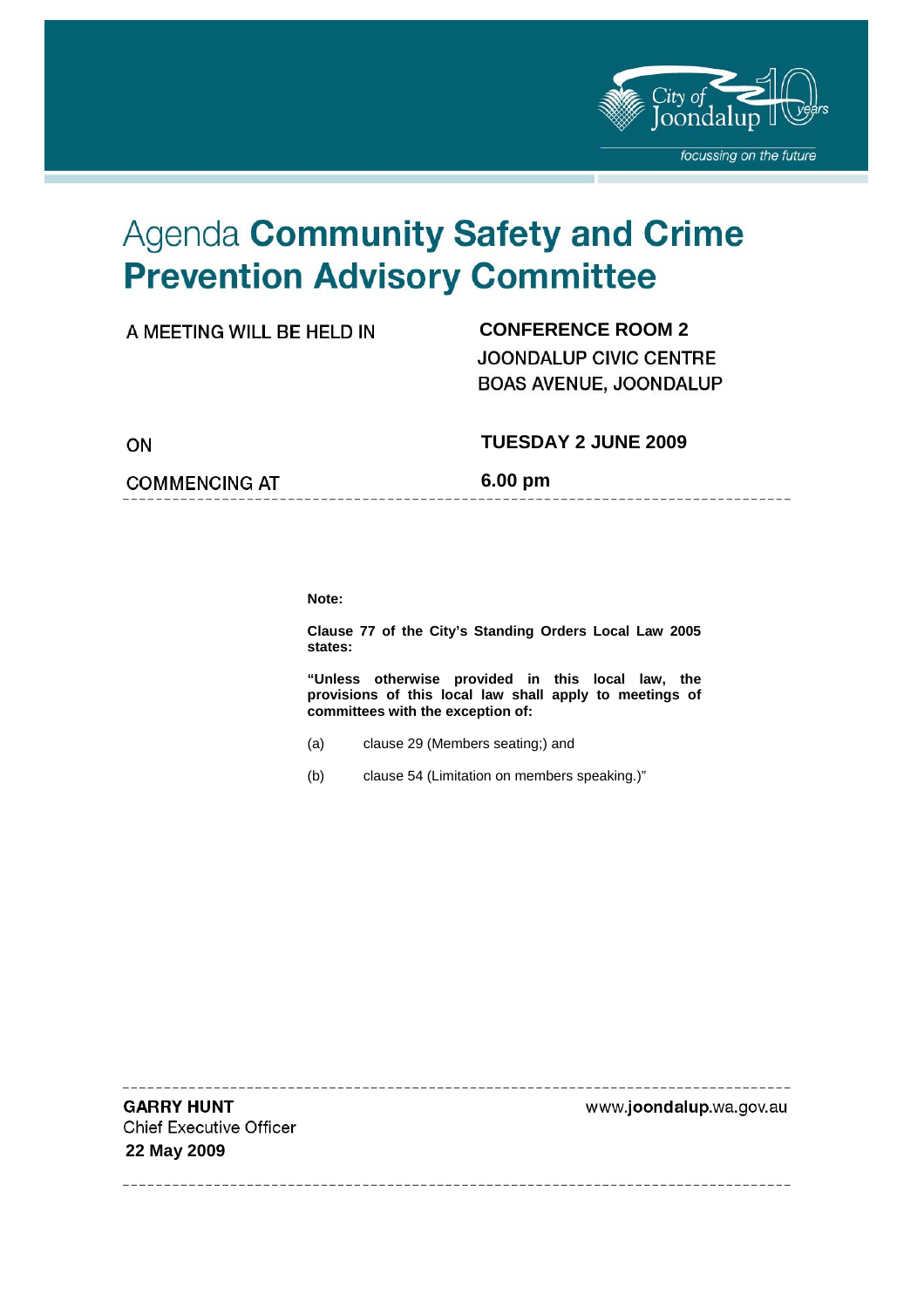City of Joondalup 10 years

*focussing on the future*

# Agenda **Community Safety and Crime Prevention Advisory Committee**

A MEETING WILL BE HELD IN **CONFERENCE ROOM 2**
JOONDALUP CIVIC CENTRE
BOAS AVENUE, JOONDALUP

ON **TUESDAY 2 JUNE 2009**

COMMENCING AT **6.00 pm**

---

**Note:**

**Clause 77 of the City's Standing Orders Local Law 2005 states:**

**"Unless otherwise provided in this local law, the provisions of this local law shall apply to meetings of committees with the exception of:**

(a) clause 29 (Members seating;) and

(b) clause 54 (Limitation on members speaking.)"

---

**GARRY HUNT**
Chief Executive Officer
**22 May 2009**

www.**joondalup**.wa.gov.au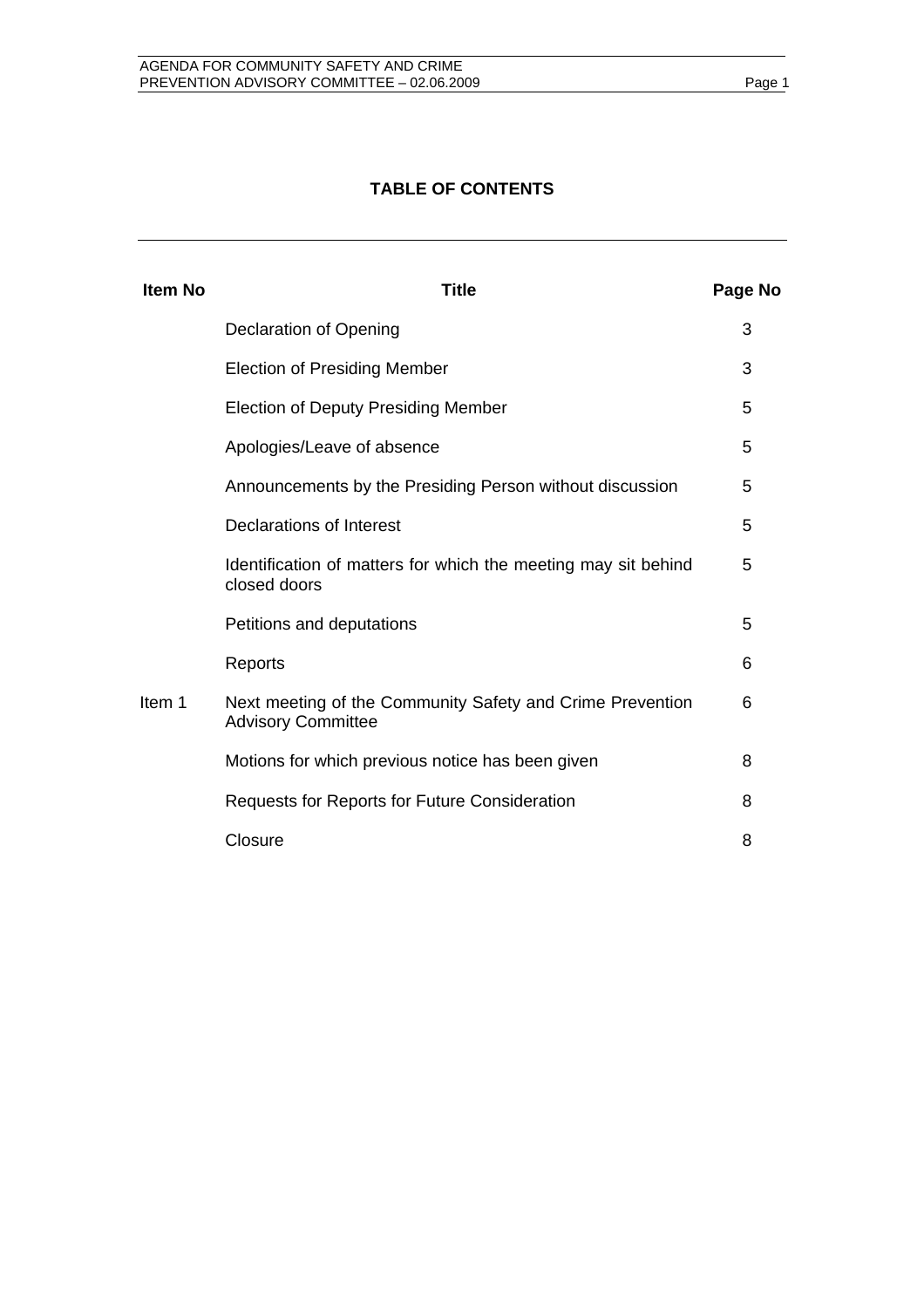## TABLE OF CONTENTS

| Item No | Title | Page No |
|---|---|---|
| | Declaration of Opening | 3 |
| | Election of Presiding Member | 3 |
| | Election of Deputy Presiding Member | 5 |
| | Apologies/Leave of absence | 5 |
| | Announcements by the Presiding Person without discussion | 5 |
| | Declarations of Interest | 5 |
| | Identification of matters for which the meeting may sit behind closed doors | 5 |
| | Petitions and deputations | 5 |
| | Reports | 6 |
| Item 1 | Next meeting of the Community Safety and Crime Prevention Advisory Committee | 6 |
| | Motions for which previous notice has been given | 8 |
| | Requests for Reports for Future Consideration | 8 |
| | Closure | 8 |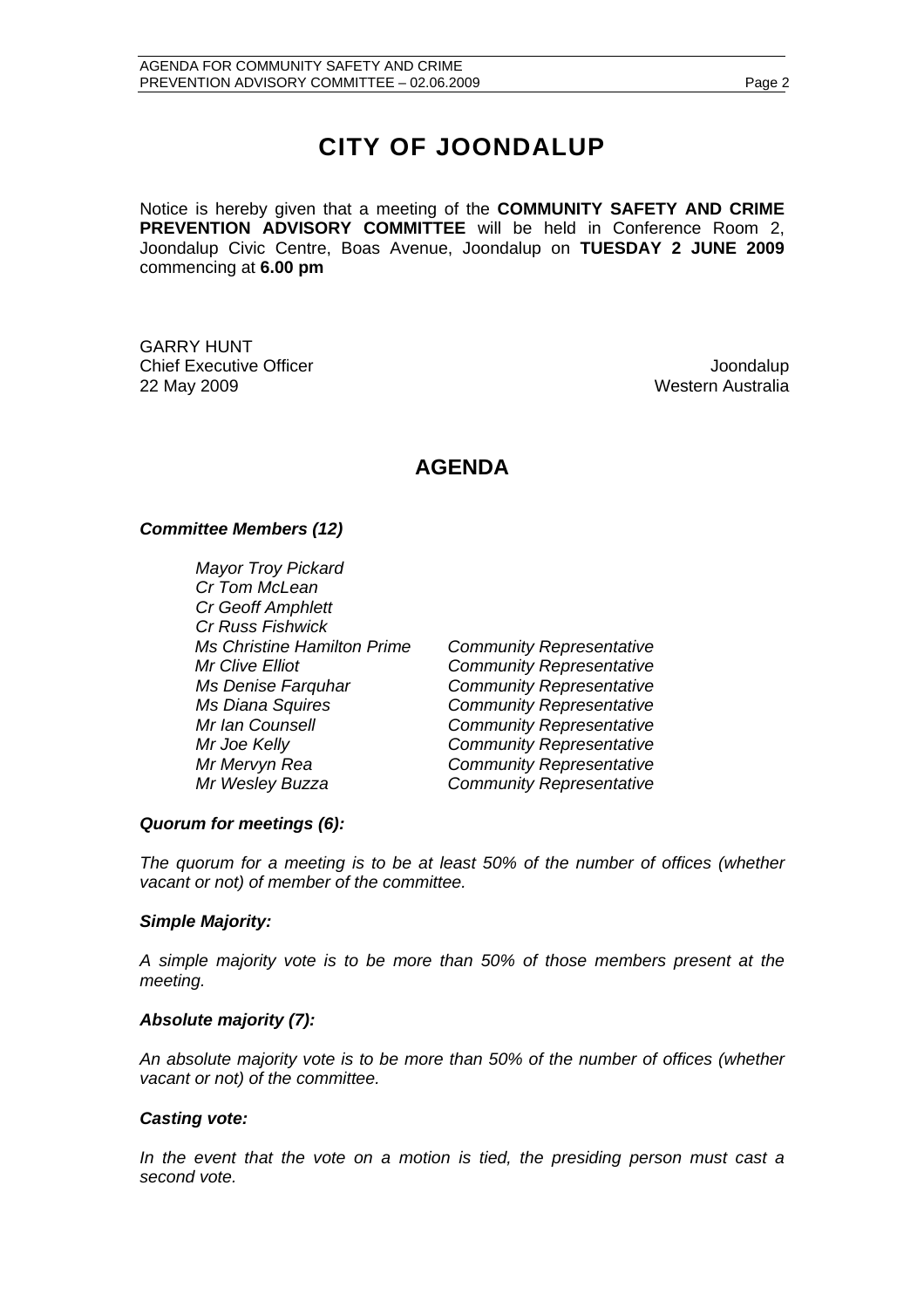# CITY OF JOONDALUP

Notice is hereby given that a meeting of the **COMMUNITY SAFETY AND CRIME PREVENTION ADVISORY COMMITTEE** will be held in Conference Room 2, Joondalup Civic Centre, Boas Avenue, Joondalup on **TUESDAY 2 JUNE 2009** commencing at **6.00 pm**

GARRY HUNT
Chief Executive Officer
22 May 2009

Joondalup
Western Australia

## AGENDA

***Committee Members (12)***

| | |
|---|---|
| *Mayor Troy Pickard* | |
| *Cr Tom McLean* | |
| *Cr Geoff Amphlett* | |
| *Cr Russ Fishwick* | |
| *Ms Christine Hamilton Prime* | *Community Representative* |
| *Mr Clive Elliot* | *Community Representative* |
| *Ms Denise Farquhar* | *Community Representative* |
| *Ms Diana Squires* | *Community Representative* |
| *Mr Ian Counsell* | *Community Representative* |
| *Mr Joe Kelly* | *Community Representative* |
| *Mr Mervyn Rea* | *Community Representative* |
| *Mr Wesley Buzza* | *Community Representative* |

***Quorum for meetings (6):***

*The quorum for a meeting is to be at least 50% of the number of offices (whether vacant or not) of member of the committee.*

***Simple Majority:***

*A simple majority vote is to be more than 50% of those members present at the meeting.*

***Absolute majority (7):***

*An absolute majority vote is to be more than 50% of the number of offices (whether vacant or not) of the committee.*

***Casting vote:***

*In the event that the vote on a motion is tied, the presiding person must cast a second vote.*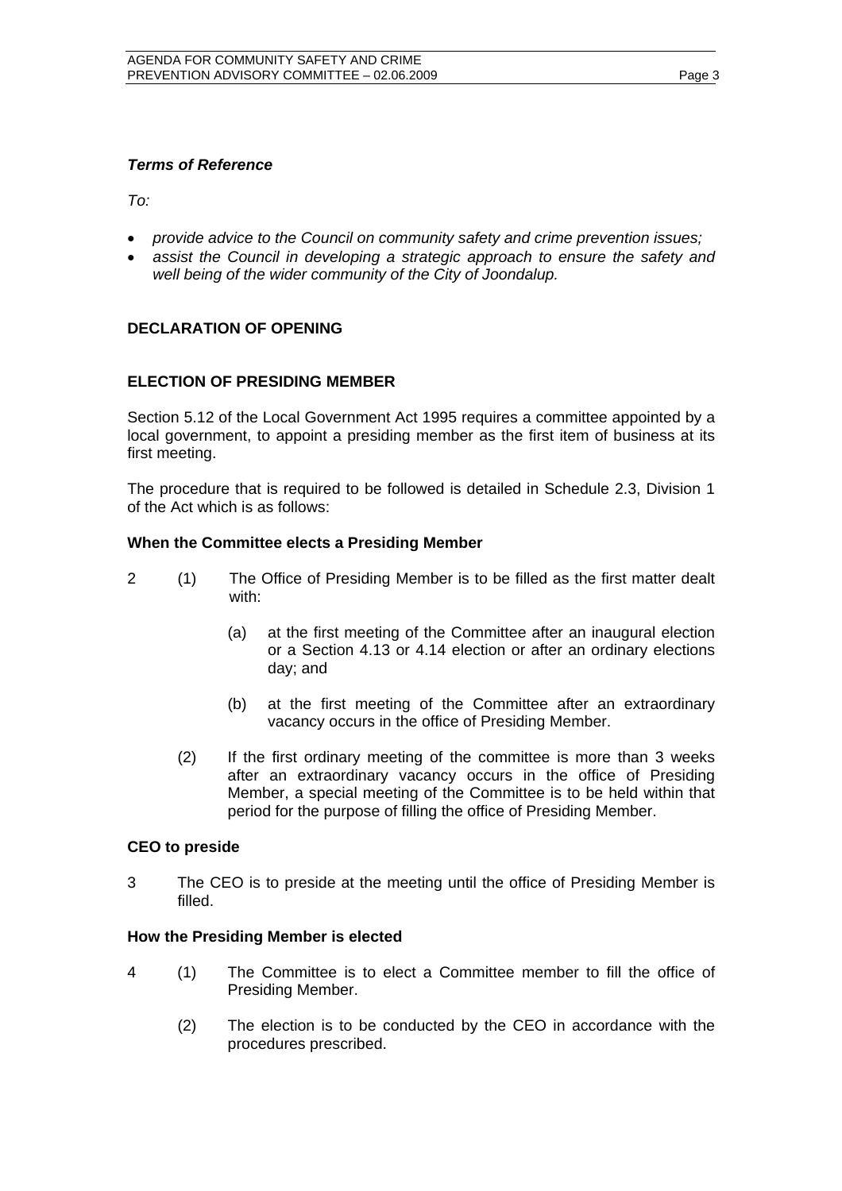***Terms of Reference***

*To:*

- *provide advice to the Council on community safety and crime prevention issues;*
- *assist the Council in developing a strategic approach to ensure the safety and well being of the wider community of the City of Joondalup.*

**DECLARATION OF OPENING**

**ELECTION OF PRESIDING MEMBER**

Section 5.12 of the Local Government Act 1995 requires a committee appointed by a local government, to appoint a presiding member as the first item of business at its first meeting.

The procedure that is required to be followed is detailed in Schedule 2.3, Division 1 of the Act which is as follows:

**When the Committee elects a Presiding Member**

2 (1) The Office of Presiding Member is to be filled as the first matter dealt with:

(a) at the first meeting of the Committee after an inaugural election or a Section 4.13 or 4.14 election or after an ordinary elections day; and

(b) at the first meeting of the Committee after an extraordinary vacancy occurs in the office of Presiding Member.

(2) If the first ordinary meeting of the committee is more than 3 weeks after an extraordinary vacancy occurs in the office of Presiding Member, a special meeting of the Committee is to be held within that period for the purpose of filling the office of Presiding Member.

**CEO to preside**

3 The CEO is to preside at the meeting until the office of Presiding Member is filled.

**How the Presiding Member is elected**

4 (1) The Committee is to elect a Committee member to fill the office of Presiding Member.

(2) The election is to be conducted by the CEO in accordance with the procedures prescribed.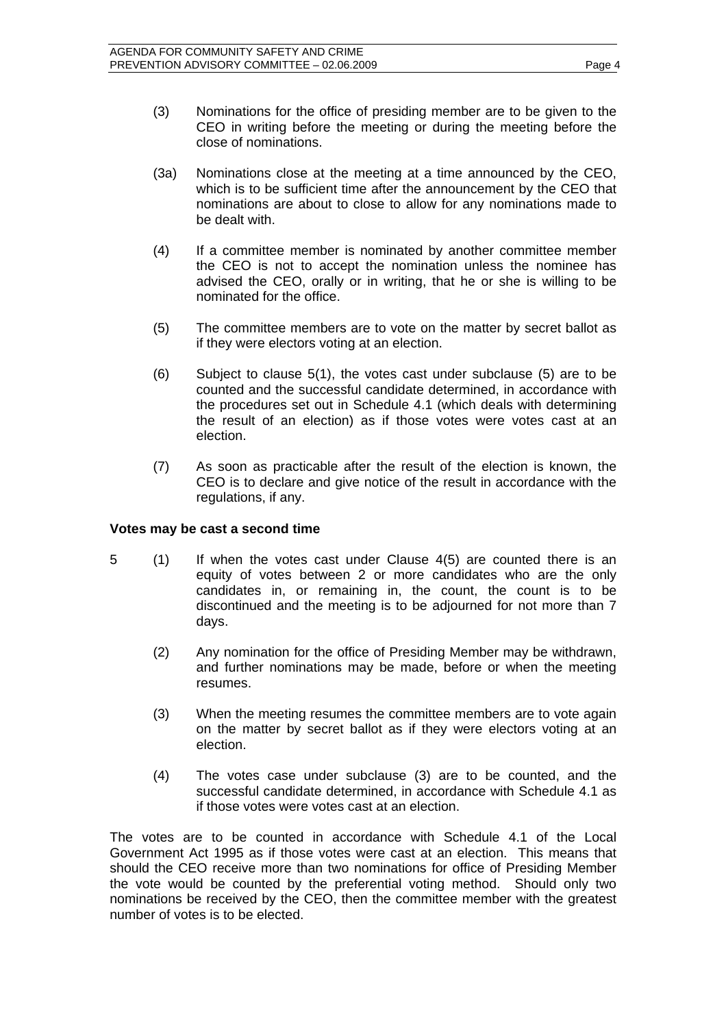(3) Nominations for the office of presiding member are to be given to the CEO in writing before the meeting or during the meeting before the close of nominations.

(3a) Nominations close at the meeting at a time announced by the CEO, which is to be sufficient time after the announcement by the CEO that nominations are about to close to allow for any nominations made to be dealt with.

(4) If a committee member is nominated by another committee member the CEO is not to accept the nomination unless the nominee has advised the CEO, orally or in writing, that he or she is willing to be nominated for the office.

(5) The committee members are to vote on the matter by secret ballot as if they were electors voting at an election.

(6) Subject to clause 5(1), the votes cast under subclause (5) are to be counted and the successful candidate determined, in accordance with the procedures set out in Schedule 4.1 (which deals with determining the result of an election) as if those votes were votes cast at an election.

(7) As soon as practicable after the result of the election is known, the CEO is to declare and give notice of the result in accordance with the regulations, if any.

**Votes may be cast a second time**

5 (1) If when the votes cast under Clause 4(5) are counted there is an equity of votes between 2 or more candidates who are the only candidates in, or remaining in, the count, the count is to be discontinued and the meeting is to be adjourned for not more than 7 days.

(2) Any nomination for the office of Presiding Member may be withdrawn, and further nominations may be made, before or when the meeting resumes.

(3) When the meeting resumes the committee members are to vote again on the matter by secret ballot as if they were electors voting at an election.

(4) The votes case under subclause (3) are to be counted, and the successful candidate determined, in accordance with Schedule 4.1 as if those votes were votes cast at an election.

The votes are to be counted in accordance with Schedule 4.1 of the Local Government Act 1995 as if those votes were cast at an election. This means that should the CEO receive more than two nominations for office of Presiding Member the vote would be counted by the preferential voting method. Should only two nominations be received by the CEO, then the committee member with the greatest number of votes is to be elected.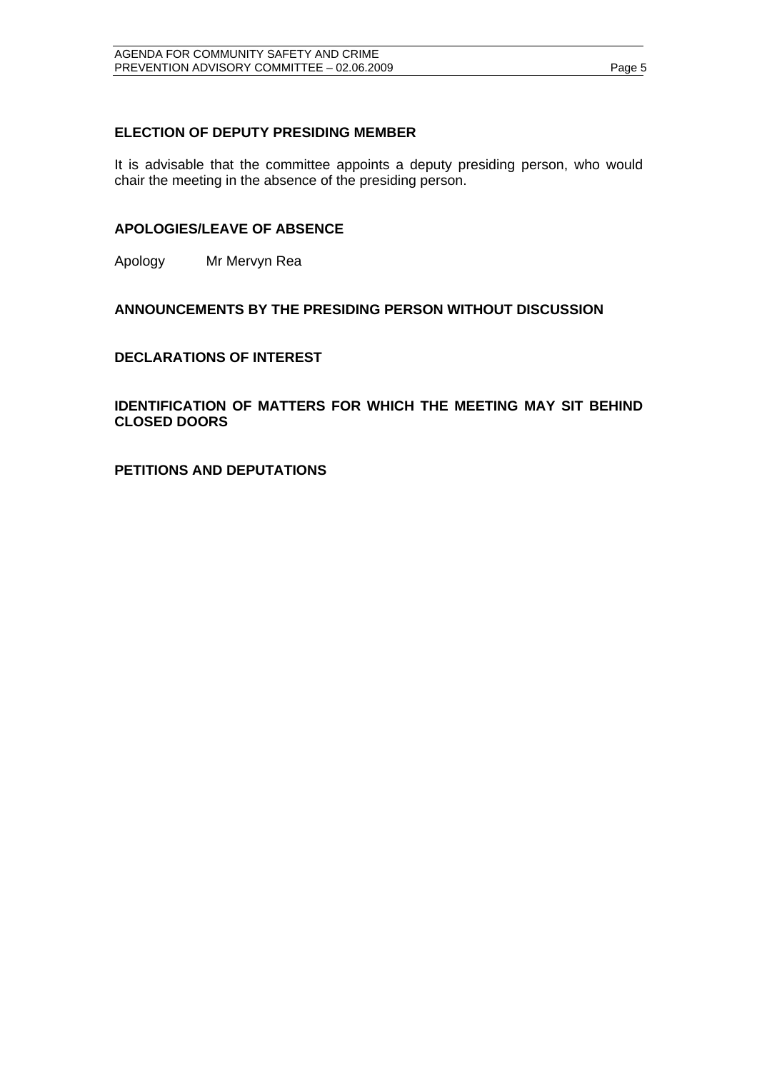## ELECTION OF DEPUTY PRESIDING MEMBER

It is advisable that the committee appoints a deputy presiding person, who would chair the meeting in the absence of the presiding person.

## APOLOGIES/LEAVE OF ABSENCE

Apology Mr Mervyn Rea

## ANNOUNCEMENTS BY THE PRESIDING PERSON WITHOUT DISCUSSION

## DECLARATIONS OF INTEREST

## IDENTIFICATION OF MATTERS FOR WHICH THE MEETING MAY SIT BEHIND CLOSED DOORS

## PETITIONS AND DEPUTATIONS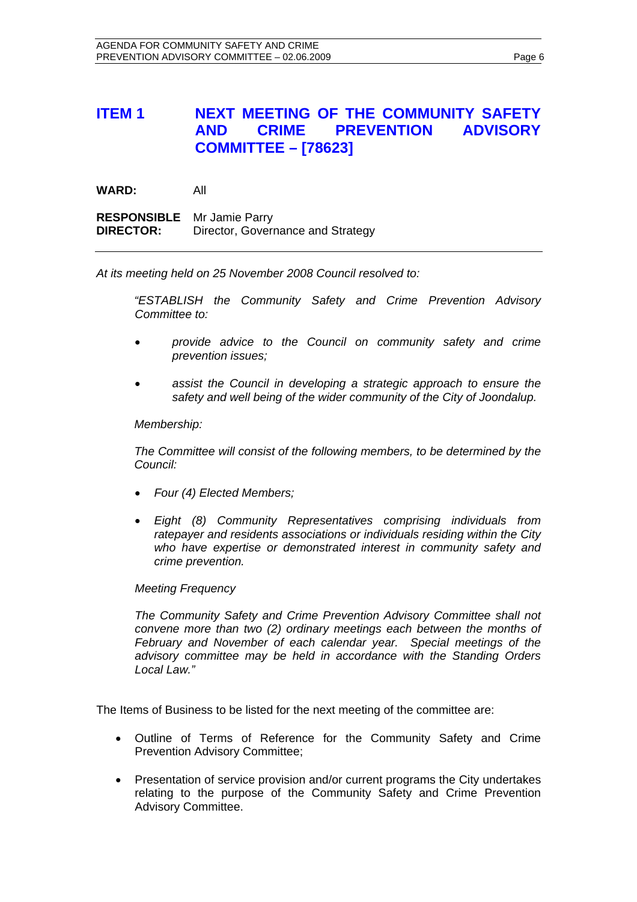## ITEM 1 NEXT MEETING OF THE COMMUNITY SAFETY AND CRIME PREVENTION ADVISORY COMMITTEE – [78623]

**WARD:** All

**RESPONSIBLE DIRECTOR:** Mr Jamie Parry
Director, Governance and Strategy

---

*At its meeting held on 25 November 2008 Council resolved to:*

> *"ESTABLISH the Community Safety and Crime Prevention Advisory Committee to:*
>
> - *provide advice to the Council on community safety and crime prevention issues;*
> - *assist the Council in developing a strategic approach to ensure the safety and well being of the wider community of the City of Joondalup.*
>
> *Membership:*
>
> *The Committee will consist of the following members, to be determined by the Council:*
>
> - *Four (4) Elected Members;*
> - *Eight (8) Community Representatives comprising individuals from ratepayer and residents associations or individuals residing within the City who have expertise or demonstrated interest in community safety and crime prevention.*
>
> *Meeting Frequency*
>
> *The Community Safety and Crime Prevention Advisory Committee shall not convene more than two (2) ordinary meetings each between the months of February and November of each calendar year. Special meetings of the advisory committee may be held in accordance with the Standing Orders Local Law."*

The Items of Business to be listed for the next meeting of the committee are:

- Outline of Terms of Reference for the Community Safety and Crime Prevention Advisory Committee;
- Presentation of service provision and/or current programs the City undertakes relating to the purpose of the Community Safety and Crime Prevention Advisory Committee.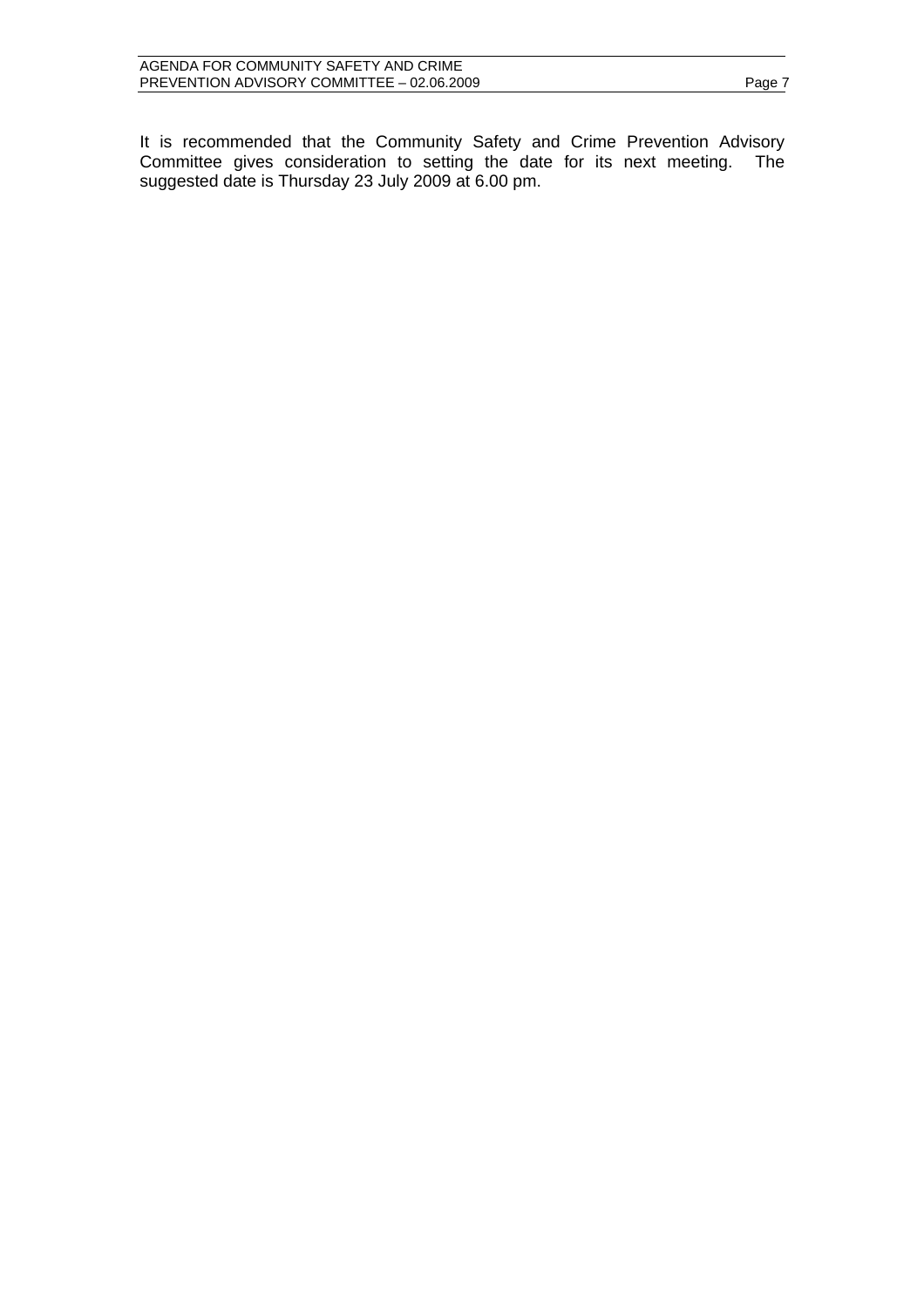It is recommended that the Community Safety and Crime Prevention Advisory Committee gives consideration to setting the date for its next meeting. The suggested date is Thursday 23 July 2009 at 6.00 pm.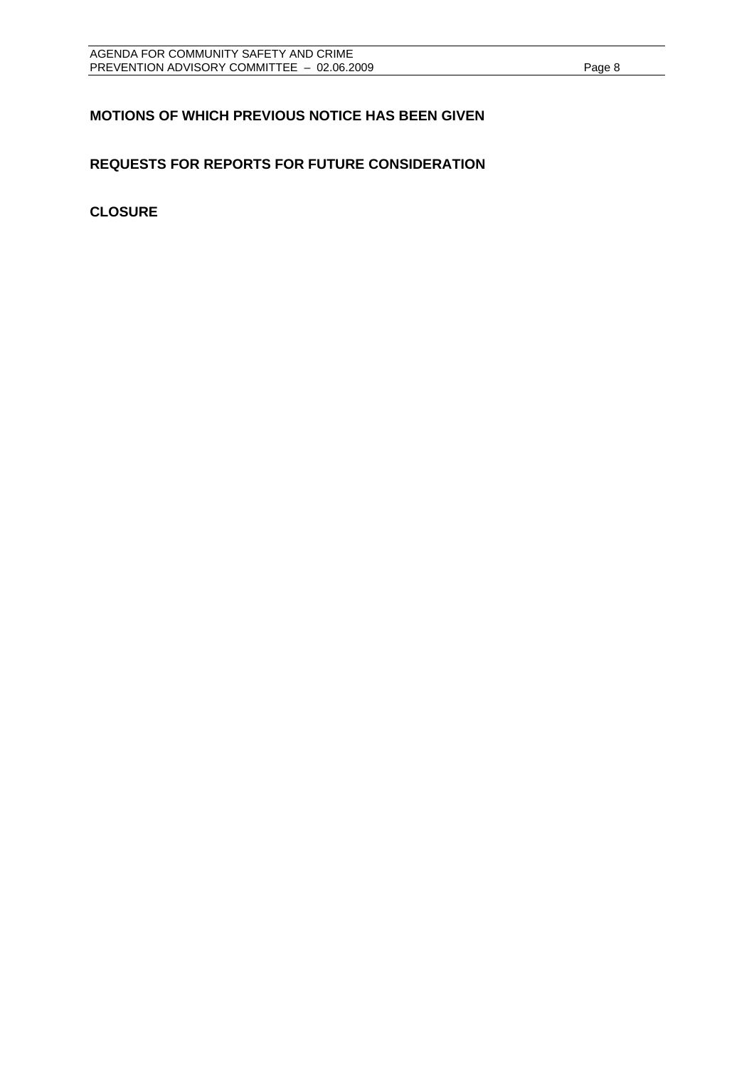**MOTIONS OF WHICH PREVIOUS NOTICE HAS BEEN GIVEN**

**REQUESTS FOR REPORTS FOR FUTURE CONSIDERATION**

**CLOSURE**